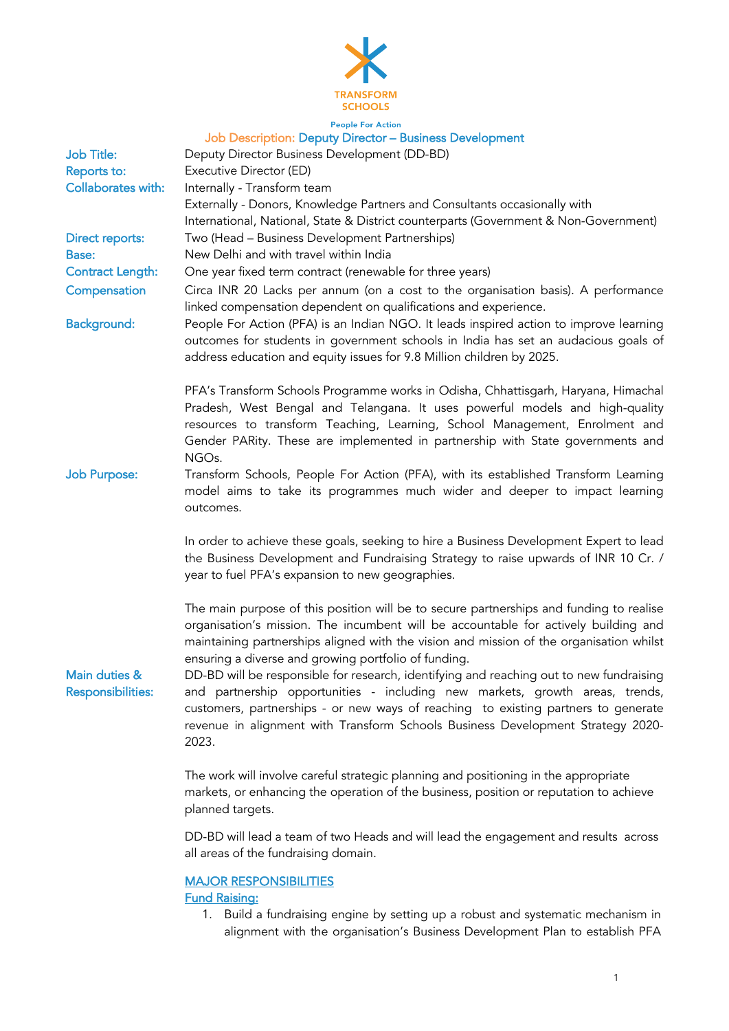TRANSFORM SCHOOLS

People For Action

# Job Description: Deputy Director – Business Development

**Job Title:** Deputy Director Business Development (DD-BD)

**Reports to:** Executive Director (ED)

**Collaborates with:** Internally - Transform team
Externally - Donors, Knowledge Partners and Consultants occasionally with International, National, State & District counterparts (Government & Non-Government)

**Direct reports:** Two (Head – Business Development Partnerships)

**Base:** New Delhi and with travel within India

**Contract Length:** One year fixed term contract (renewable for three years)

**Compensation** Circa INR 20 Lacks per annum (on a cost to the organisation basis). A performance linked compensation dependent on qualifications and experience.

**Background:** People For Action (PFA) is an Indian NGO. It leads inspired action to improve learning outcomes for students in government schools in India has set an audacious goals of address education and equity issues for 9.8 Million children by 2025.

PFA's Transform Schools Programme works in Odisha, Chhattisgarh, Haryana, Himachal Pradesh, West Bengal and Telangana. It uses powerful models and high-quality resources to transform Teaching, Learning, School Management, Enrolment and Gender PARity. These are implemented in partnership with State governments and NGOs.

**Job Purpose:** Transform Schools, People For Action (PFA), with its established Transform Learning model aims to take its programmes much wider and deeper to impact learning outcomes.

In order to achieve these goals, seeking to hire a Business Development Expert to lead the Business Development and Fundraising Strategy to raise upwards of INR 10 Cr. / year to fuel PFA's expansion to new geographies.

The main purpose of this position will be to secure partnerships and funding to realise organisation's mission. The incumbent will be accountable for actively building and maintaining partnerships aligned with the vision and mission of the organisation whilst ensuring a diverse and growing portfolio of funding.

**Main duties & Responsibilities:** DD-BD will be responsible for research, identifying and reaching out to new fundraising and partnership opportunities - including new markets, growth areas, trends, customers, partnerships - or new ways of reaching to existing partners to generate revenue in alignment with Transform Schools Business Development Strategy 2020-2023.

The work will involve careful strategic planning and positioning in the appropriate markets, or enhancing the operation of the business, position or reputation to achieve planned targets.

DD-BD will lead a team of two Heads and will lead the engagement and results across all areas of the fundraising domain.

## MAJOR RESPONSIBILITIES

### Fund Raising:

1. Build a fundraising engine by setting up a robust and systematic mechanism in alignment with the organisation's Business Development Plan to establish PFA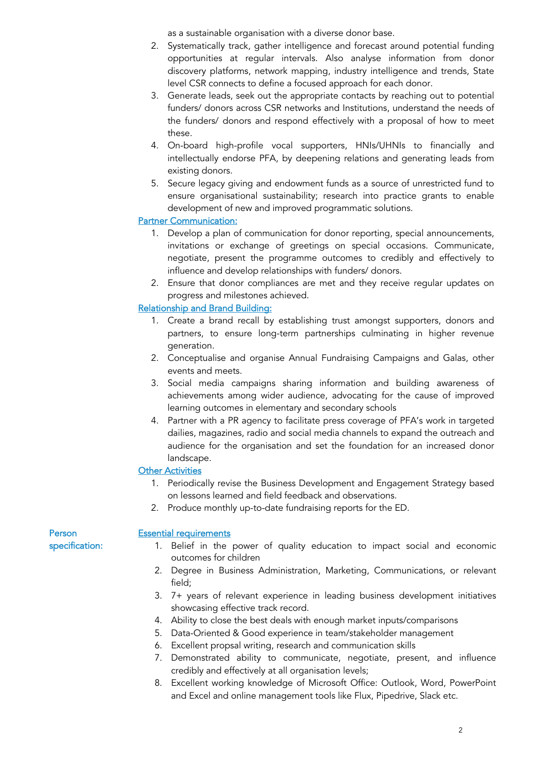as a sustainable organisation with a diverse donor base.

2. Systematically track, gather intelligence and forecast around potential funding opportunities at regular intervals. Also analyse information from donor discovery platforms, network mapping, industry intelligence and trends, State level CSR connects to define a focused approach for each donor.
3. Generate leads, seek out the appropriate contacts by reaching out to potential funders/ donors across CSR networks and Institutions, understand the needs of the funders/ donors and respond effectively with a proposal of how to meet these.
4. On-board high-profile vocal supporters, HNIs/UHNIs to financially and intellectually endorse PFA, by deepening relations and generating leads from existing donors.
5. Secure legacy giving and endowment funds as a source of unrestricted fund to ensure organisational sustainability; research into practice grants to enable development of new and improved programmatic solutions.

Partner Communication:

1. Develop a plan of communication for donor reporting, special announcements, invitations or exchange of greetings on special occasions. Communicate, negotiate, present the programme outcomes to credibly and effectively to influence and develop relationships with funders/ donors.
2. Ensure that donor compliances are met and they receive regular updates on progress and milestones achieved.

Relationship and Brand Building:

1. Create a brand recall by establishing trust amongst supporters, donors and partners, to ensure long-term partnerships culminating in higher revenue generation.
2. Conceptualise and organise Annual Fundraising Campaigns and Galas, other events and meets.
3. Social media campaigns sharing information and building awareness of achievements among wider audience, advocating for the cause of improved learning outcomes in elementary and secondary schools
4. Partner with a PR agency to facilitate press coverage of PFA's work in targeted dailies, magazines, radio and social media channels to expand the outreach and audience for the organisation and set the foundation for an increased donor landscape.

Other Activities

1. Periodically revise the Business Development and Engagement Strategy based on lessons learned and field feedback and observations.
2. Produce monthly up-to-date fundraising reports for the ED.

**Person specification:**

Essential requirements

1. Belief in the power of quality education to impact social and economic outcomes for children
2. Degree in Business Administration, Marketing, Communications, or relevant field;
3. 7+ years of relevant experience in leading business development initiatives showcasing effective track record.
4. Ability to close the best deals with enough market inputs/comparisons
5. Data-Oriented & Good experience in team/stakeholder management
6. Excellent propsal writing, research and communication skills
7. Demonstrated ability to communicate, negotiate, present, and influence credibly and effectively at all organisation levels;
8. Excellent working knowledge of Microsoft Office: Outlook, Word, PowerPoint and Excel and online management tools like Flux, Pipedrive, Slack etc.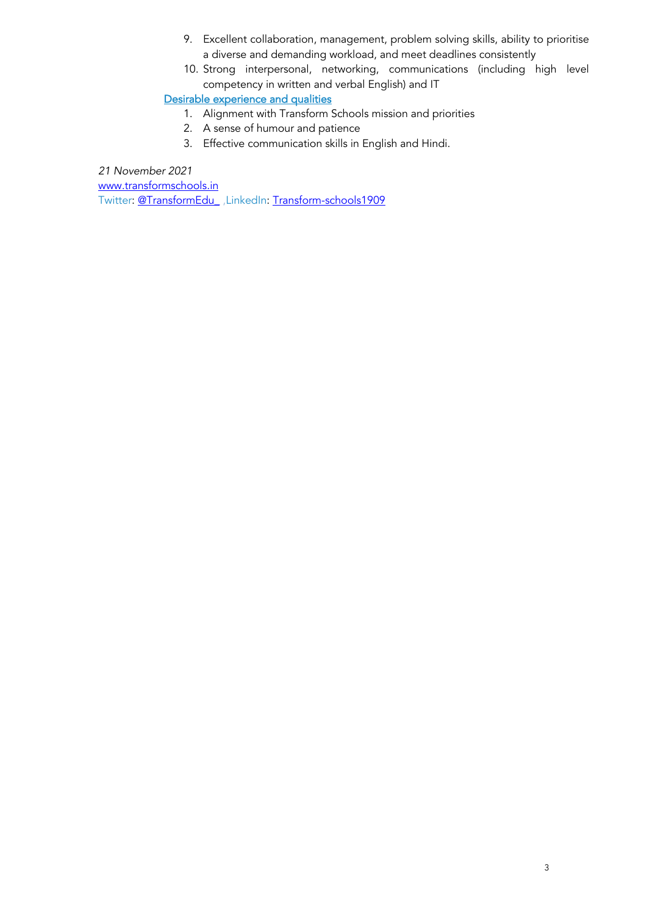9. Excellent collaboration, management, problem solving skills, ability to prioritise a diverse and demanding workload, and meet deadlines consistently
10. Strong interpersonal, networking, communications (including high level competency in written and verbal English) and IT

Desirable experience and qualities

1. Alignment with Transform Schools mission and priorities
2. A sense of humour and patience
3. Effective communication skills in English and Hindi.

*21 November 2021*

www.transformschools.in

Twitter: @TransformEdu_ ,LinkedIn: Transform-schools1909